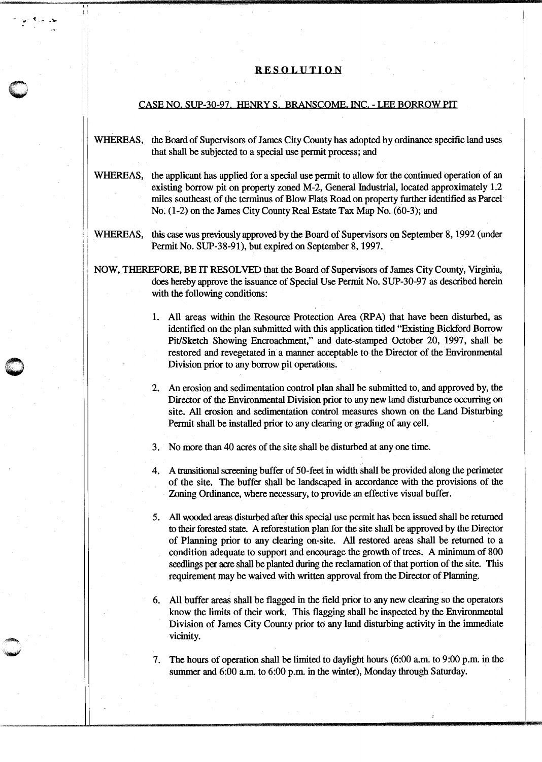# RESOLUTION

## CASE NO. SUP-30-97. HENRY S. BRANSCOME, INC. - LEE BORROW PIT

WHEREAS, the Board of Supervisors of James City County has adopted by ordinance specific land uses that shall be subjected to a special use permit process; and

WHEREAS, the applicant has applied for a special use permit to allow for the continued operation of an existing borrow pit on property zoned M-2, General Industrial, located approximately 1.2 miles southeast of the terminus of Blow Flats Road on property further identified as Parcel No. (1-2) on the James City County Real Estate Tax Map No. (60-3); and

WHEREAS, this case was previously approved by the Board of Supervisors on September 8, 1992 (under Permit No. SUP-38-91), but expired on September 8, 1997.

NOW, THEREFORE, BE IT RESOLVED that the Board of Supervisors of James City County, Virginia, does hereby approve the issuance of Special Use Permit No. SUP-30-97 as described herein with the following conditions:

1. All areas within the Resource Protection Area (RPA) that have been disturbed, as identified on the plan submitted with this application titled "Existing Bickford Borrow Pit/Sketch Showing Encroachment," and date-stamped October 20, 1997, shall be restored and revegetated in a manner acceptable to the Director of the Environmental Division prior to any borrow pit operations.

2. An erosion and sedimentation control plan shall be submitted to, and approved by, the Director of the Environmental Division prior to any new land disturbance occurring on site. All erosion and sedimentation control measures shown on the Land Disturbing Permit shall be installed prior to any clearing or grading of any cell.

3. No more than 40 acres of the site shall be disturbed at any one time.

4. A transitional screening buffer of 50-feet in width shall be provided along the perimeter of the site. The buffer shall be landscaped in accordance with the provisions of the Zoning Ordinance, where necessary, to provide an effective visual buffer.

5. All wooded areas disturbed after this special use permit has been issued shall be returned to their forested state. A reforestation plan for the site shall be approved by the Director of Planning prior to any clearing on-site. All restored areas shall be returned to a condition adequate to support and encourage the growth of trees. A minimum of 800 seedlings per acre shall be planted during the reclamation of that portion of the site. This requirement may be waived with written approval from the Director of Planning.

6. All buffer areas shall be flagged in the field prior to any new clearing so the operators know the limits of their work. This flagging shall be inspected by the Environmental Division of James City County prior to any land disturbing activity in the immediate vicinity.

7. The hours of operation shall be limited to daylight hours (6:00 a.m. to 9:00 p.m. in the summer and 6:00 a.m. to 6:00 p.m. in the winter), Monday through Saturday.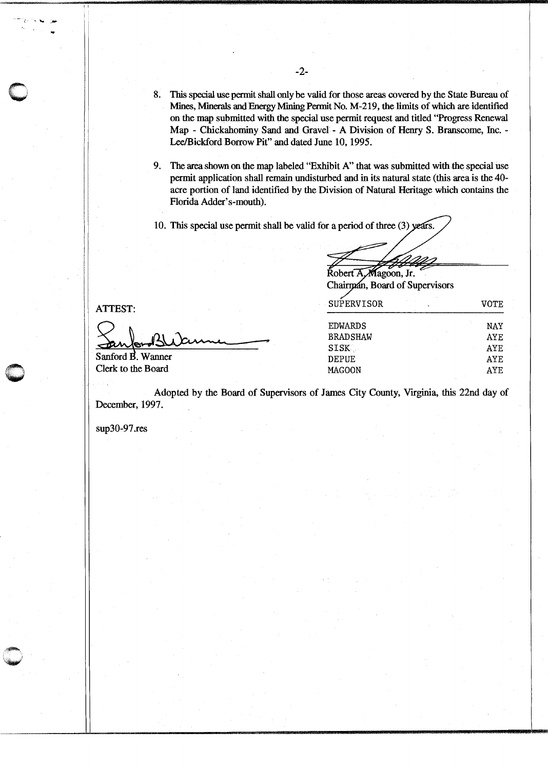8. This special use permit shall only be valid for those areas covered by the State Bureau of Mines, Minerals and Energy Mining Permit No. M-219, the limits of which are identified on the map submitted with the special use permit request and titled "Progress Renewal Map - Chickahominy Sand and Gravel - A Division of Henry S. Branscome, Inc. - Lee/Bickford Borrow Pit" and dated June 10, 1995.

9. The area shown on the map labeled "Exhibit A" that was submitted with the special use permit application shall remain undisturbed and in its natural state (this area is the 40-acre portion of land identified by the Division of Natural Heritage which contains the Florida Adder's-mouth).

10. This special use permit shall be valid for a period of three (3) years.

Robert A. Magoon, Jr.
Chairman, Board of Supervisors

ATTEST:

Sanford B. Wanner
Clerk to the Board

| SUPERVISOR | VOTE |
|---|---|
| EDWARDS | NAY |
| BRADSHAW | AYE |
| SISK | AYE |
| DEPUE | AYE |
| MAGOON | AYE |

Adopted by the Board of Supervisors of James City County, Virginia, this 22nd day of December, 1997.

sup30-97.res